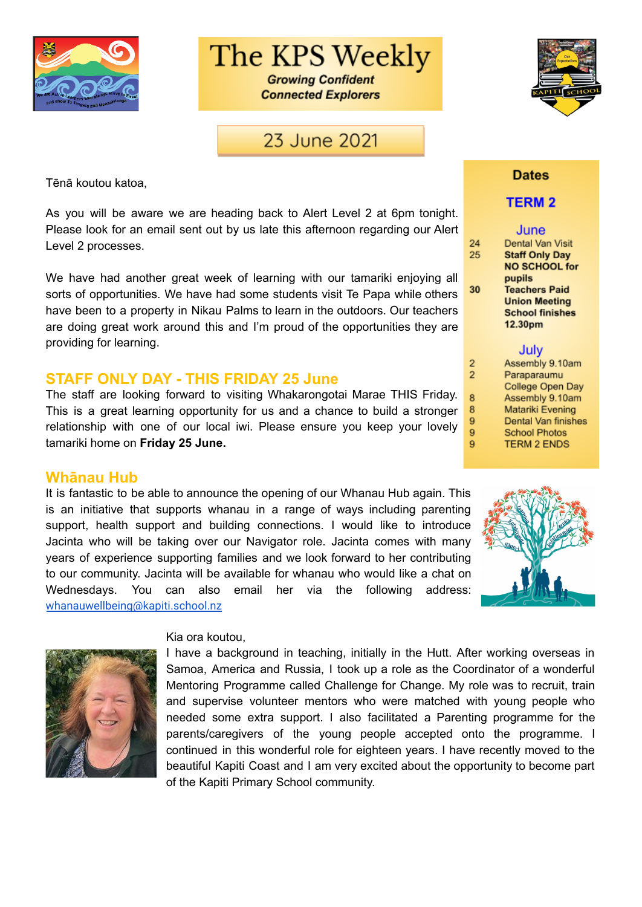# The KPS Weekly

*Growing Confident Connected Explorers*

23 June 2021

Tēnā koutou katoa,

As you will be aware we are heading back to Alert Level 2 at 6pm tonight. Please look for an email sent out by us late this afternoon regarding our Alert Level 2 processes.

We have had another great week of learning with our tamariki enjoying all sorts of opportunities. We have had some students visit Te Papa while others have been to a property in Nikau Palms to learn in the outdoors. Our teachers are doing great work around this and I'm proud of the opportunities they are providing for learning.

## STAFF ONLY DAY - THIS FRIDAY 25 June

The staff are looking forward to visiting Whakarongotai Marae THIS Friday. This is a great learning opportunity for us and a chance to build a stronger relationship with one of our local iwi. Please ensure you keep your lovely tamariki home on **Friday 25 June.**

## Dates

### TERM 2

**June**

| | |
|---|---|
| 24 | Dental Van Visit |
| 25 | **Staff Only Day NO SCHOOL for pupils** |
| 30 | **Teachers Paid Union Meeting School finishes 12.30pm** |

**July**

| | |
|---|---|
| 2 | Assembly 9.10am |
| 2 | Paraparaumu College Open Day |
| 8 | Assembly 9.10am |
| 8 | Matariki Evening |
| 9 | Dental Van finishes |
| 9 | School Photos |
| 9 | TERM 2 ENDS |

## Whānau Hub

It is fantastic to be able to announce the opening of our Whanau Hub again. This is an initiative that supports whanau in a range of ways including parenting support, health support and building connections. I would like to introduce Jacinta who will be taking over our Navigator role. Jacinta comes with many years of experience supporting families and we look forward to her contributing to our community. Jacinta will be available for whanau who would like a chat on Wednesdays. You can also email her via the following address: whanauwellbeing@kapiti.school.nz

Kia ora koutou,

I have a background in teaching, initially in the Hutt. After working overseas in Samoa, America and Russia, I took up a role as the Coordinator of a wonderful Mentoring Programme called Challenge for Change. My role was to recruit, train and supervise volunteer mentors who were matched with young people who needed some extra support. I also facilitated a Parenting programme for the parents/caregivers of the young people accepted onto the programme. I continued in this wonderful role for eighteen years. I have recently moved to the beautiful Kapiti Coast and I am very excited about the opportunity to become part of the Kapiti Primary School community.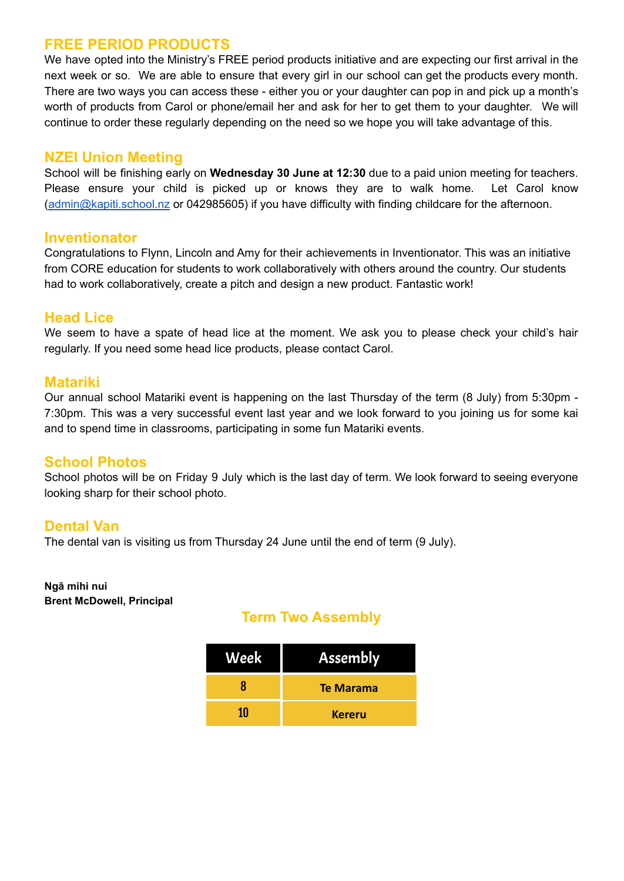## FREE PERIOD PRODUCTS

We have opted into the Ministry's FREE period products initiative and are expecting our first arrival in the next week or so. We are able to ensure that every girl in our school can get the products every month. There are two ways you can access these - either you or your daughter can pop in and pick up a month's worth of products from Carol or phone/email her and ask for her to get them to your daughter. We will continue to order these regularly depending on the need so we hope you will take advantage of this.

## NZEI Union Meeting

School will be finishing early on **Wednesday 30 June at 12:30** due to a paid union meeting for teachers. Please ensure your child is picked up or knows they are to walk home. Let Carol know (admin@kapiti.school.nz or 042985605) if you have difficulty with finding childcare for the afternoon.

## Inventionator

Congratulations to Flynn, Lincoln and Amy for their achievements in Inventionator. This was an initiative from CORE education for students to work collaboratively with others around the country. Our students had to work collaboratively, create a pitch and design a new product. Fantastic work!

## Head Lice

We seem to have a spate of head lice at the moment. We ask you to please check your child's hair regularly. If you need some head lice products, please contact Carol.

## Matariki

Our annual school Matariki event is happening on the last Thursday of the term (8 July) from 5:30pm - 7:30pm. This was a very successful event last year and we look forward to you joining us for some kai and to spend time in classrooms, participating in some fun Matariki events.

## School Photos

School photos will be on Friday 9 July which is the last day of term. We look forward to seeing everyone looking sharp for their school photo.

## Dental Van

The dental van is visiting us from Thursday 24 June until the end of term (9 July).

**Ngā mihi nui**
**Brent McDowell, Principal**

## Term Two Assembly

| Week | Assembly |
|---|---|
| 8 | Te Marama |
| 10 | Kereru |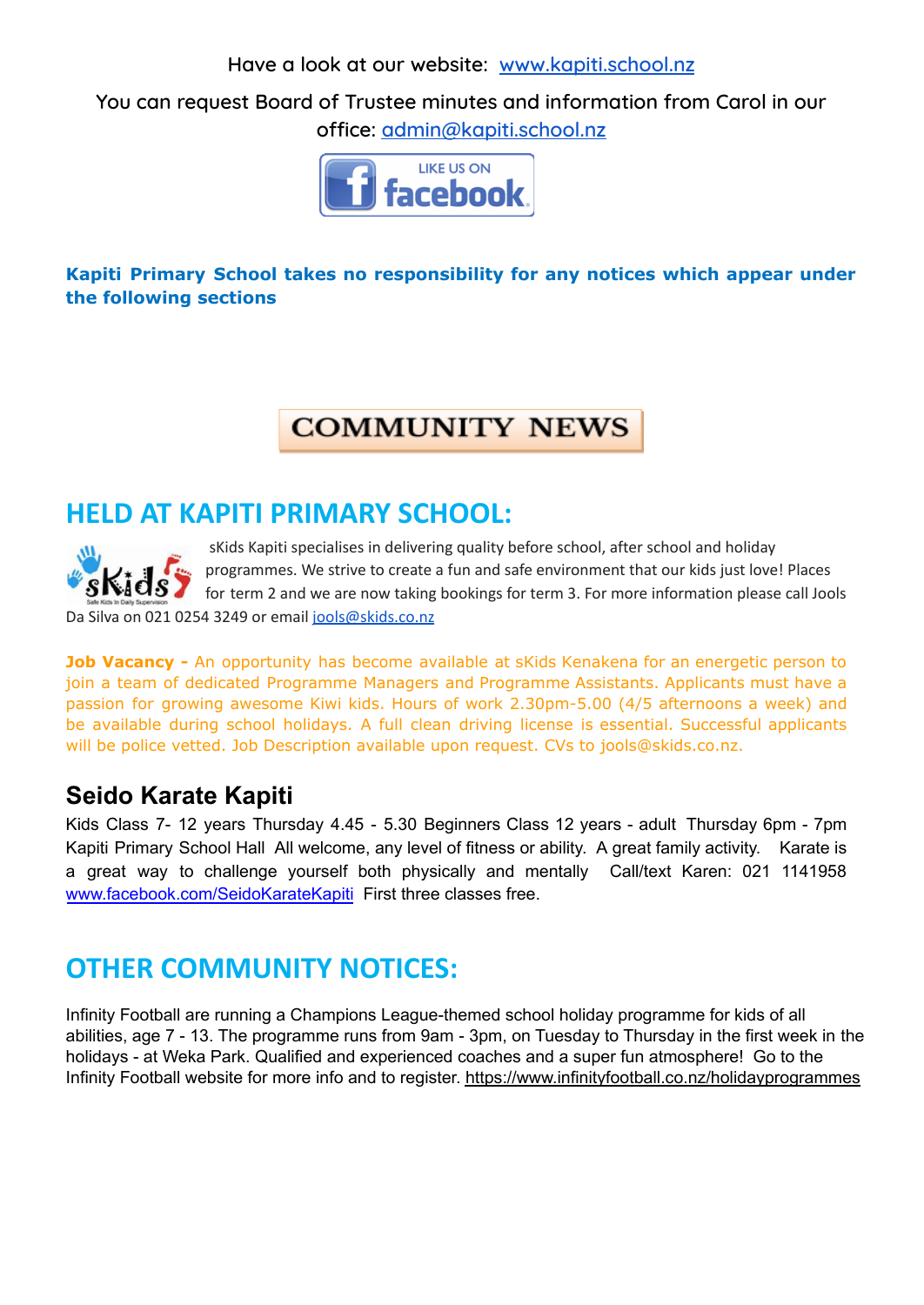Have a look at our website: [www.kapiti.school.nz](http://www.kapiti.school.nz)

You can request Board of Trustee minutes and information from Carol in our office: [admin@kapiti.school.nz](mailto:admin@kapiti.school.nz)

**Kapiti Primary School takes no responsibility for any notices which appear under the following sections**

# COMMUNITY NEWS

## HELD AT KAPITI PRIMARY SCHOOL:

sKids Kapiti specialises in delivering quality before school, after school and holiday programmes. We strive to create a fun and safe environment that our kids just love! Places for term 2 and we are now taking bookings for term 3. For more information please call Jools Da Silva on 021 0254 3249 or email [jools@skids.co.nz](mailto:jools@skids.co.nz)

**Job Vacancy -** An opportunity has become available at sKids Kenakena for an energetic person to join a team of dedicated Programme Managers and Programme Assistants. Applicants must have a passion for growing awesome Kiwi kids. Hours of work 2.30pm-5.00 (4/5 afternoons a week) and be available during school holidays. A full clean driving license is essential. Successful applicants will be police vetted. Job Description available upon request. CVs to jools@skids.co.nz.

### Seido Karate Kapiti

Kids Class 7- 12 years Thursday 4.45 - 5.30 Beginners Class 12 years - adult Thursday 6pm - 7pm Kapiti Primary School Hall All welcome, any level of fitness or ability. A great family activity. Karate is a great way to challenge yourself both physically and mentally Call/text Karen: 021 1141958 [www.facebook.com/SeidoKarateKapiti](http://www.facebook.com/SeidoKarateKapiti) First three classes free.

## OTHER COMMUNITY NOTICES:

Infinity Football are running a Champions League-themed school holiday programme for kids of all abilities, age 7 - 13. The programme runs from 9am - 3pm, on Tuesday to Thursday in the first week in the holidays - at Weka Park. Qualified and experienced coaches and a super fun atmosphere! Go to the Infinity Football website for more info and to register. [https://www.infinityfootball.co.nz/holidayprogrammes](https://www.infinityfootball.co.nz/holidayprogrammes)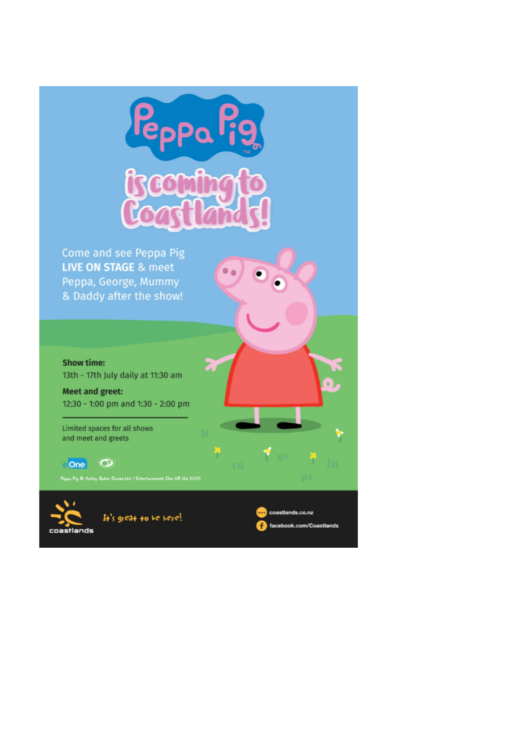# Peppa Pig

## is coming to Coastlands!

Come and see Peppa Pig **LIVE ON STAGE** & meet Peppa, George, Mummy & Daddy after the show!

**Show time:**
13th - 17th July daily at 11:30 am

**Meet and greet:**
12:30 - 1:00 pm and 1:30 - 2:00 pm

---

Limited spaces for all shows and meet and greets

eOne

Peppa Pig © Astley Baker Davies Ltd / Entertainment One UK Ltd 2003

coastlands

It's great to be here!

coastlands.co.nz

facebook.com/Coastlands